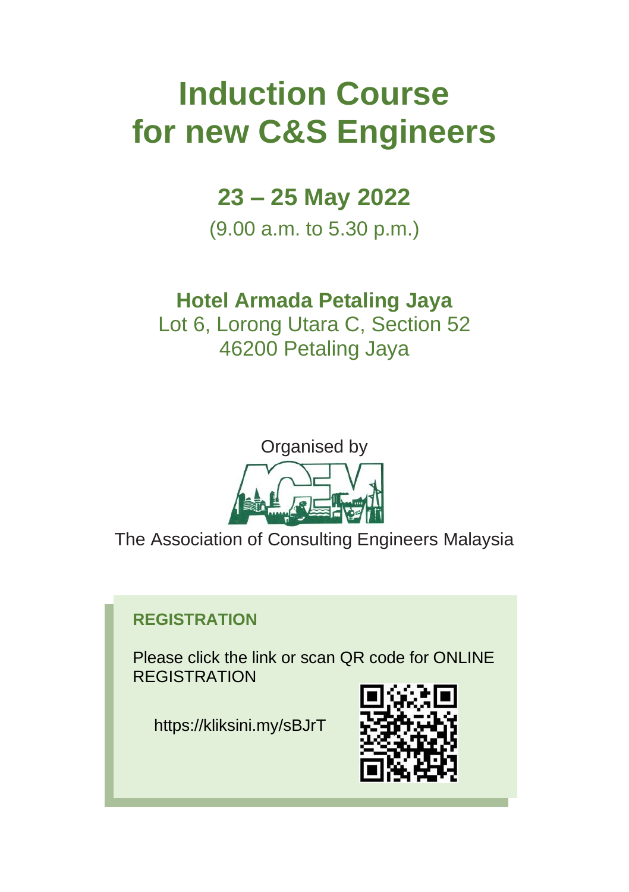# Induction Course for new C&S Engineers

## 23 – 25 May 2022

(9.00 a.m. to 5.30 p.m.)

**Hotel Armada Petaling Jaya**
Lot 6, Lorong Utara C, Section 52
46200 Petaling Jaya

Organised by

The Association of Consulting Engineers Malaysia

**REGISTRATION**

Please click the link or scan QR code for ONLINE REGISTRATION

https://kliksini.my/sBJrT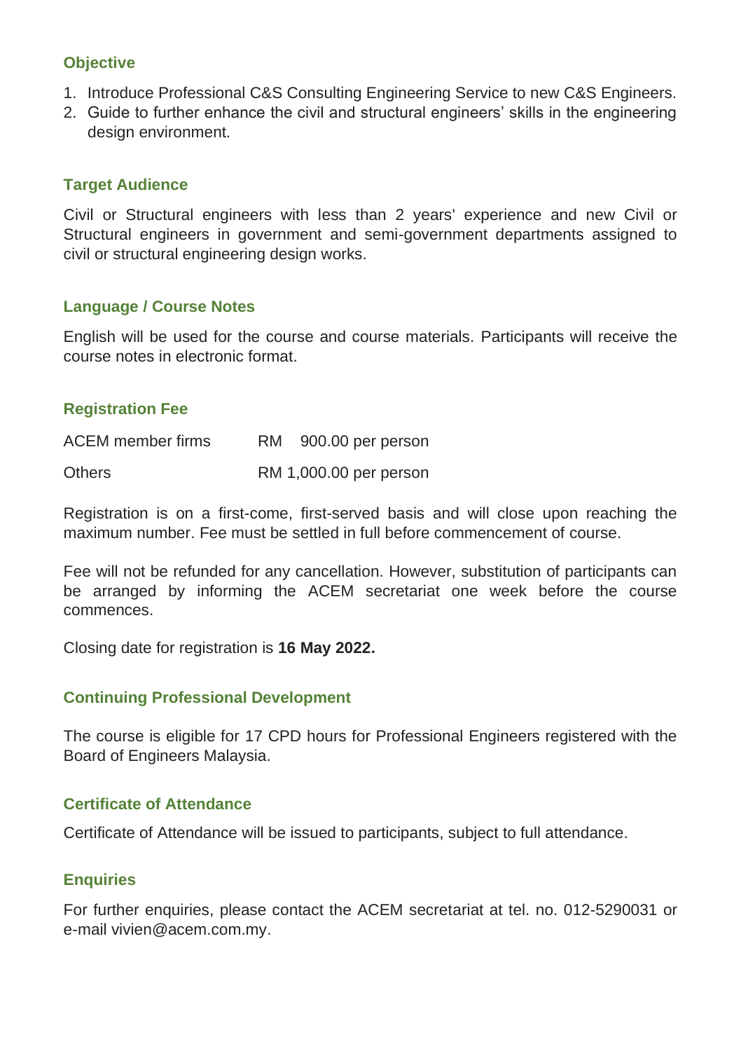### Objective

1. Introduce Professional C&S Consulting Engineering Service to new C&S Engineers.
2. Guide to further enhance the civil and structural engineers' skills in the engineering design environment.

### Target Audience

Civil or Structural engineers with less than 2 years' experience and new Civil or Structural engineers in government and semi-government departments assigned to civil or structural engineering design works.

### Language / Course Notes

English will be used for the course and course materials. Participants will receive the course notes in electronic format.

### Registration Fee

| | |
|---|---|
| ACEM member firms | RM 900.00 per person |
| Others | RM 1,000.00 per person |

Registration is on a first-come, first-served basis and will close upon reaching the maximum number. Fee must be settled in full before commencement of course.

Fee will not be refunded for any cancellation. However, substitution of participants can be arranged by informing the ACEM secretariat one week before the course commences.

Closing date for registration is **16 May 2022.**

### Continuing Professional Development

The course is eligible for 17 CPD hours for Professional Engineers registered with the Board of Engineers Malaysia.

### Certificate of Attendance

Certificate of Attendance will be issued to participants, subject to full attendance.

### Enquiries

For further enquiries, please contact the ACEM secretariat at tel. no. 012-5290031 or e-mail vivien@acem.com.my.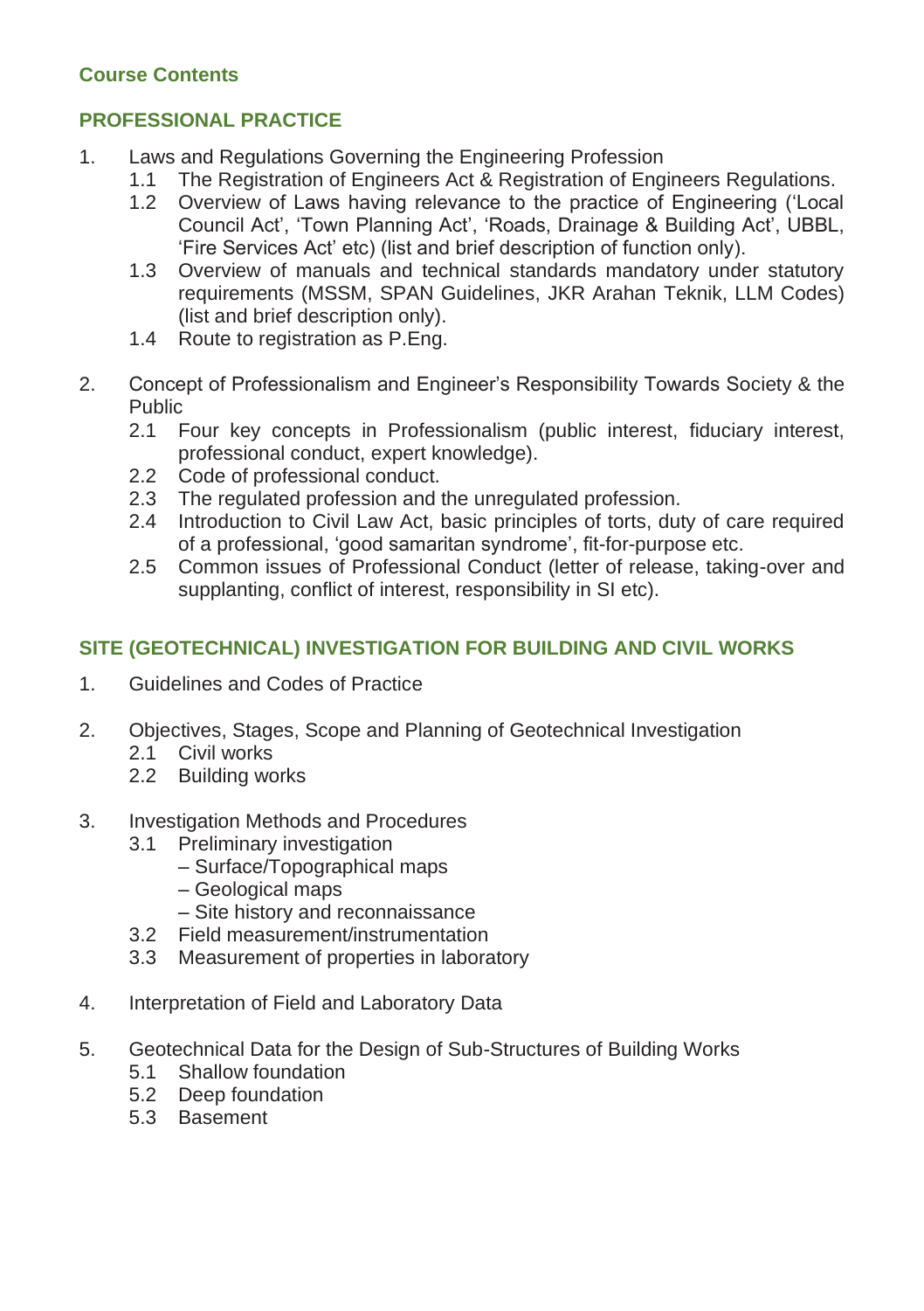### Course Contents

### PROFESSIONAL PRACTICE

1. Laws and Regulations Governing the Engineering Profession
   - 1.1 The Registration of Engineers Act & Registration of Engineers Regulations.
   - 1.2 Overview of Laws having relevance to the practice of Engineering ('Local Council Act', 'Town Planning Act', 'Roads, Drainage & Building Act', UBBL, 'Fire Services Act' etc) (list and brief description of function only).
   - 1.3 Overview of manuals and technical standards mandatory under statutory requirements (MSSM, SPAN Guidelines, JKR Arahan Teknik, LLM Codes) (list and brief description only).
   - 1.4 Route to registration as P.Eng.

2. Concept of Professionalism and Engineer's Responsibility Towards Society & the Public
   - 2.1 Four key concepts in Professionalism (public interest, fiduciary interest, professional conduct, expert knowledge).
   - 2.2 Code of professional conduct.
   - 2.3 The regulated profession and the unregulated profession.
   - 2.4 Introduction to Civil Law Act, basic principles of torts, duty of care required of a professional, 'good samaritan syndrome', fit-for-purpose etc.
   - 2.5 Common issues of Professional Conduct (letter of release, taking-over and supplanting, conflict of interest, responsibility in SI etc).

### SITE (GEOTECHNICAL) INVESTIGATION FOR BUILDING AND CIVIL WORKS

1. Guidelines and Codes of Practice

2. Objectives, Stages, Scope and Planning of Geotechnical Investigation
   - 2.1 Civil works
   - 2.2 Building works

3. Investigation Methods and Procedures
   - 3.1 Preliminary investigation
     - – Surface/Topographical maps
     - – Geological maps
     - – Site history and reconnaissance
   - 3.2 Field measurement/instrumentation
   - 3.3 Measurement of properties in laboratory

4. Interpretation of Field and Laboratory Data

5. Geotechnical Data for the Design of Sub-Structures of Building Works
   - 5.1 Shallow foundation
   - 5.2 Deep foundation
   - 5.3 Basement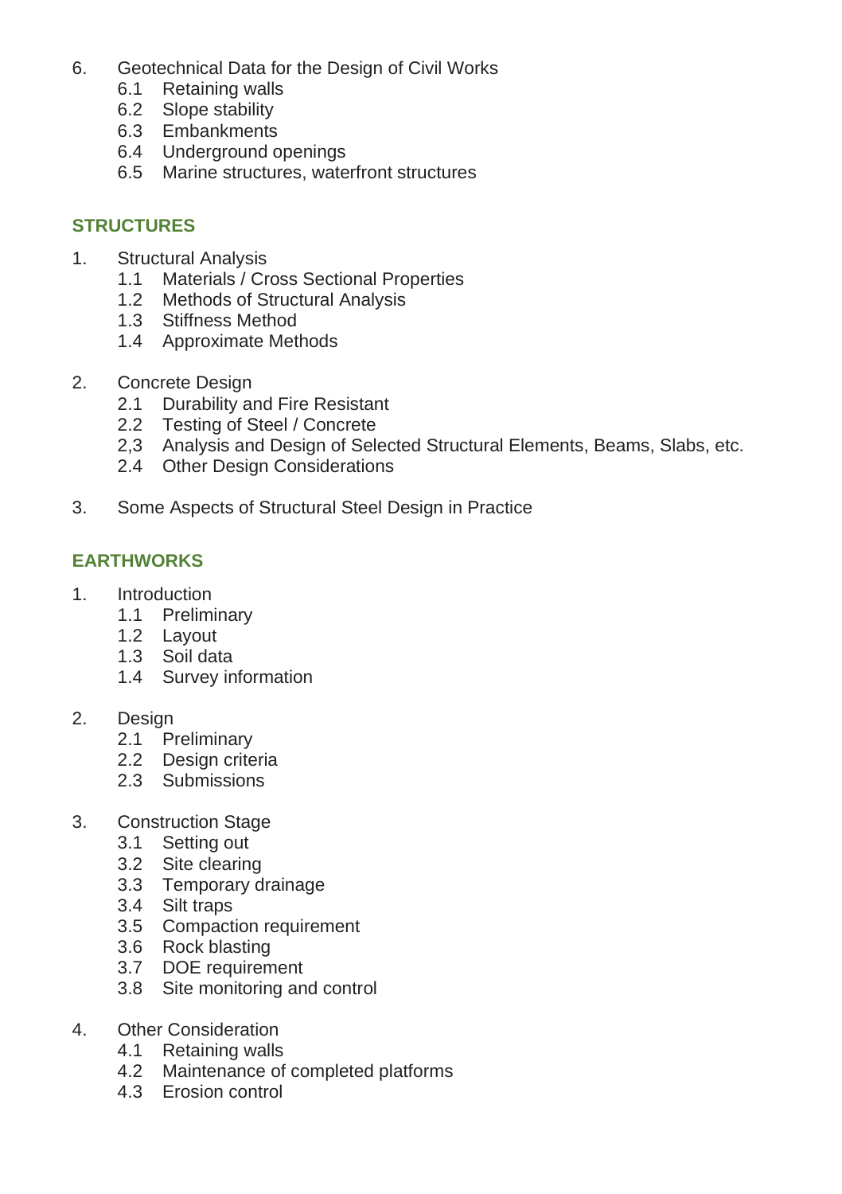6. Geotechnical Data for the Design of Civil Works
   - 6.1 Retaining walls
   - 6.2 Slope stability
   - 6.3 Embankments
   - 6.4 Underground openings
   - 6.5 Marine structures, waterfront structures

## STRUCTURES

1. Structural Analysis
   - 1.1 Materials / Cross Sectional Properties
   - 1.2 Methods of Structural Analysis
   - 1.3 Stiffness Method
   - 1.4 Approximate Methods

2. Concrete Design
   - 2.1 Durability and Fire Resistant
   - 2.2 Testing of Steel / Concrete
   - 2,3 Analysis and Design of Selected Structural Elements, Beams, Slabs, etc.
   - 2.4 Other Design Considerations

3. Some Aspects of Structural Steel Design in Practice

## EARTHWORKS

1. Introduction
   - 1.1 Preliminary
   - 1.2 Layout
   - 1.3 Soil data
   - 1.4 Survey information

2. Design
   - 2.1 Preliminary
   - 2.2 Design criteria
   - 2.3 Submissions

3. Construction Stage
   - 3.1 Setting out
   - 3.2 Site clearing
   - 3.3 Temporary drainage
   - 3.4 Silt traps
   - 3.5 Compaction requirement
   - 3.6 Rock blasting
   - 3.7 DOE requirement
   - 3.8 Site monitoring and control

4. Other Consideration
   - 4.1 Retaining walls
   - 4.2 Maintenance of completed platforms
   - 4.3 Erosion control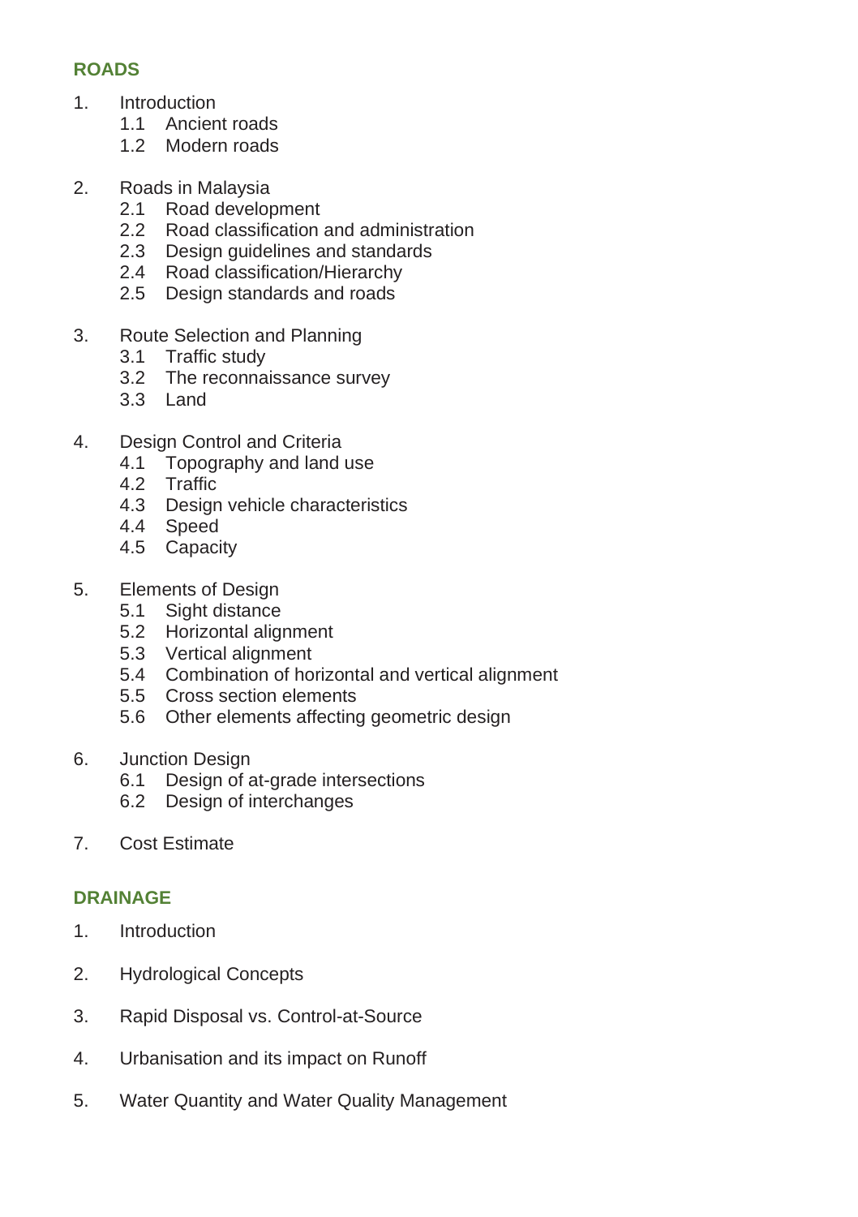## ROADS

1. Introduction
    - 1.1 Ancient roads
    - 1.2 Modern roads

2. Roads in Malaysia
    - 2.1 Road development
    - 2.2 Road classification and administration
    - 2.3 Design guidelines and standards
    - 2.4 Road classification/Hierarchy
    - 2.5 Design standards and roads

3. Route Selection and Planning
    - 3.1 Traffic study
    - 3.2 The reconnaissance survey
    - 3.3 Land

4. Design Control and Criteria
    - 4.1 Topography and land use
    - 4.2 Traffic
    - 4.3 Design vehicle characteristics
    - 4.4 Speed
    - 4.5 Capacity

5. Elements of Design
    - 5.1 Sight distance
    - 5.2 Horizontal alignment
    - 5.3 Vertical alignment
    - 5.4 Combination of horizontal and vertical alignment
    - 5.5 Cross section elements
    - 5.6 Other elements affecting geometric design

6. Junction Design
    - 6.1 Design of at-grade intersections
    - 6.2 Design of interchanges

7. Cost Estimate

## DRAINAGE

1. Introduction

2. Hydrological Concepts

3. Rapid Disposal vs. Control-at-Source

4. Urbanisation and its impact on Runoff

5. Water Quantity and Water Quality Management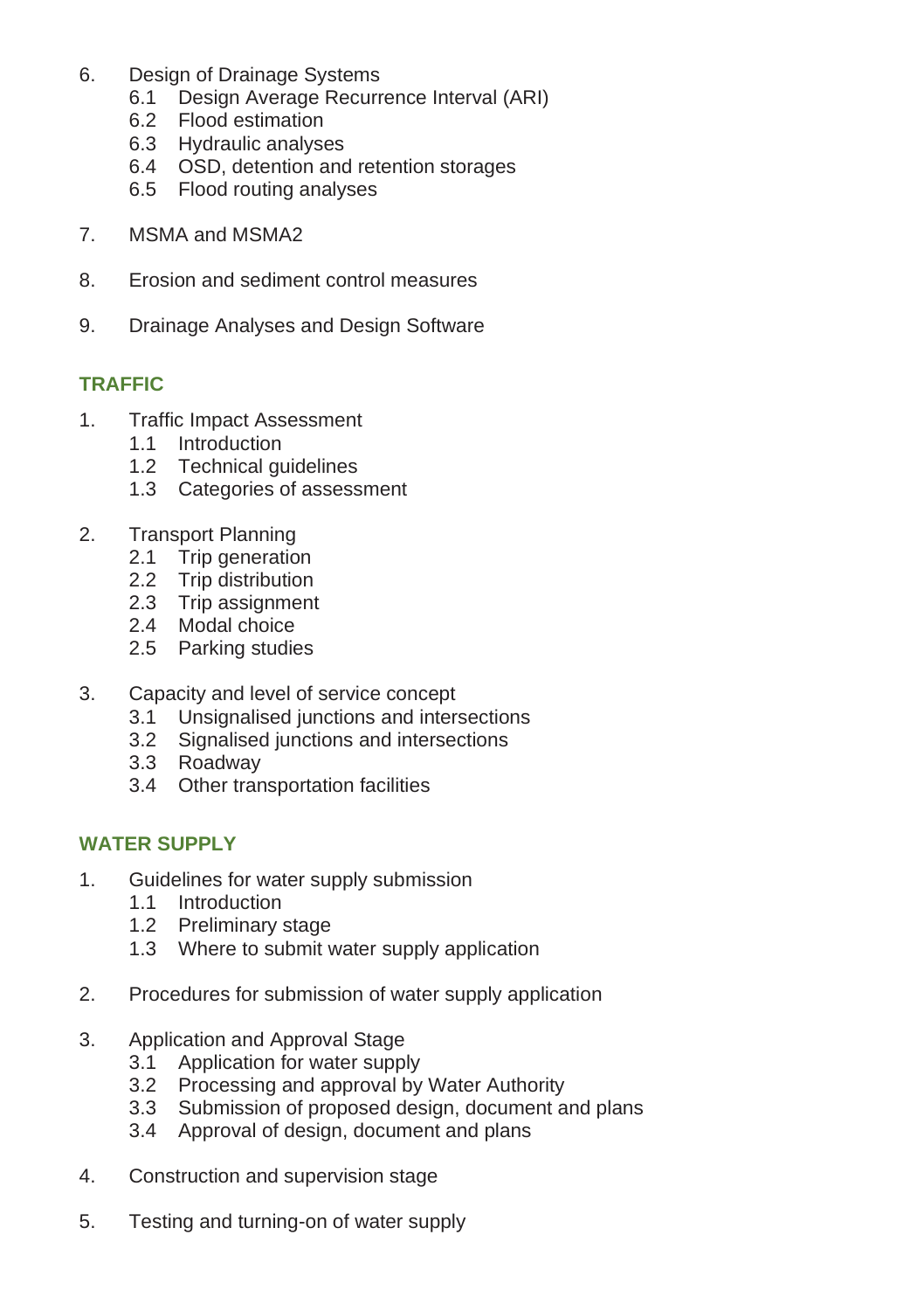6. Design of Drainage Systems
    - 6.1 Design Average Recurrence Interval (ARI)
    - 6.2 Flood estimation
    - 6.3 Hydraulic analyses
    - 6.4 OSD, detention and retention storages
    - 6.5 Flood routing analyses

7. MSMA and MSMA2

8. Erosion and sediment control measures

9. Drainage Analyses and Design Software

## TRAFFIC

1. Traffic Impact Assessment
    - 1.1 Introduction
    - 1.2 Technical guidelines
    - 1.3 Categories of assessment

2. Transport Planning
    - 2.1 Trip generation
    - 2.2 Trip distribution
    - 2.3 Trip assignment
    - 2.4 Modal choice
    - 2.5 Parking studies

3. Capacity and level of service concept
    - 3.1 Unsignalised junctions and intersections
    - 3.2 Signalised junctions and intersections
    - 3.3 Roadway
    - 3.4 Other transportation facilities

## WATER SUPPLY

1. Guidelines for water supply submission
    - 1.1 Introduction
    - 1.2 Preliminary stage
    - 1.3 Where to submit water supply application

2. Procedures for submission of water supply application

3. Application and Approval Stage
    - 3.1 Application for water supply
    - 3.2 Processing and approval by Water Authority
    - 3.3 Submission of proposed design, document and plans
    - 3.4 Approval of design, document and plans

4. Construction and supervision stage

5. Testing and turning-on of water supply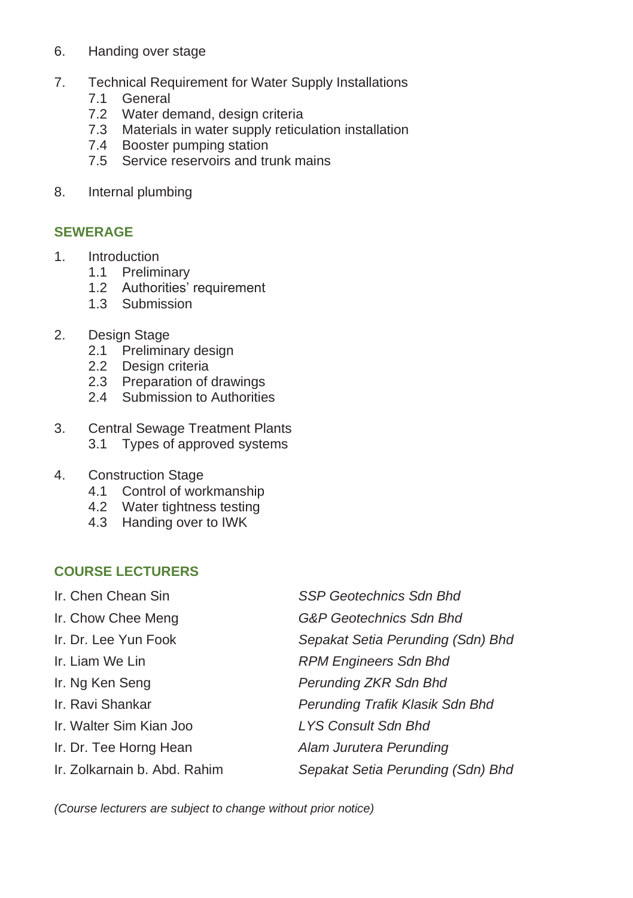6. Handing over stage

7. Technical Requirement for Water Supply Installations
   - 7.1 General
   - 7.2 Water demand, design criteria
   - 7.3 Materials in water supply reticulation installation
   - 7.4 Booster pumping station
   - 7.5 Service reservoirs and trunk mains

8. Internal plumbing

## SEWERAGE

1. Introduction
   - 1.1 Preliminary
   - 1.2 Authorities' requirement
   - 1.3 Submission

2. Design Stage
   - 2.1 Preliminary design
   - 2.2 Design criteria
   - 2.3 Preparation of drawings
   - 2.4 Submission to Authorities

3. Central Sewage Treatment Plants
   - 3.1 Types of approved systems

4. Construction Stage
   - 4.1 Control of workmanship
   - 4.2 Water tightness testing
   - 4.3 Handing over to IWK

## COURSE LECTURERS

| | |
|---|---|
| Ir. Chen Chean Sin | *SSP Geotechnics Sdn Bhd* |
| Ir. Chow Chee Meng | *G&P Geotechnics Sdn Bhd* |
| Ir. Dr. Lee Yun Fook | *Sepakat Setia Perunding (Sdn) Bhd* |
| Ir. Liam We Lin | *RPM Engineers Sdn Bhd* |
| Ir. Ng Ken Seng | *Perunding ZKR Sdn Bhd* |
| Ir. Ravi Shankar | *Perunding Trafik Klasik Sdn Bhd* |
| Ir. Walter Sim Kian Joo | *LYS Consult Sdn Bhd* |
| Ir. Dr. Tee Horng Hean | *Alam Jurutera Perunding* |
| Ir. Zolkarnain b. Abd. Rahim | *Sepakat Setia Perunding (Sdn) Bhd* |

*(Course lecturers are subject to change without prior notice)*